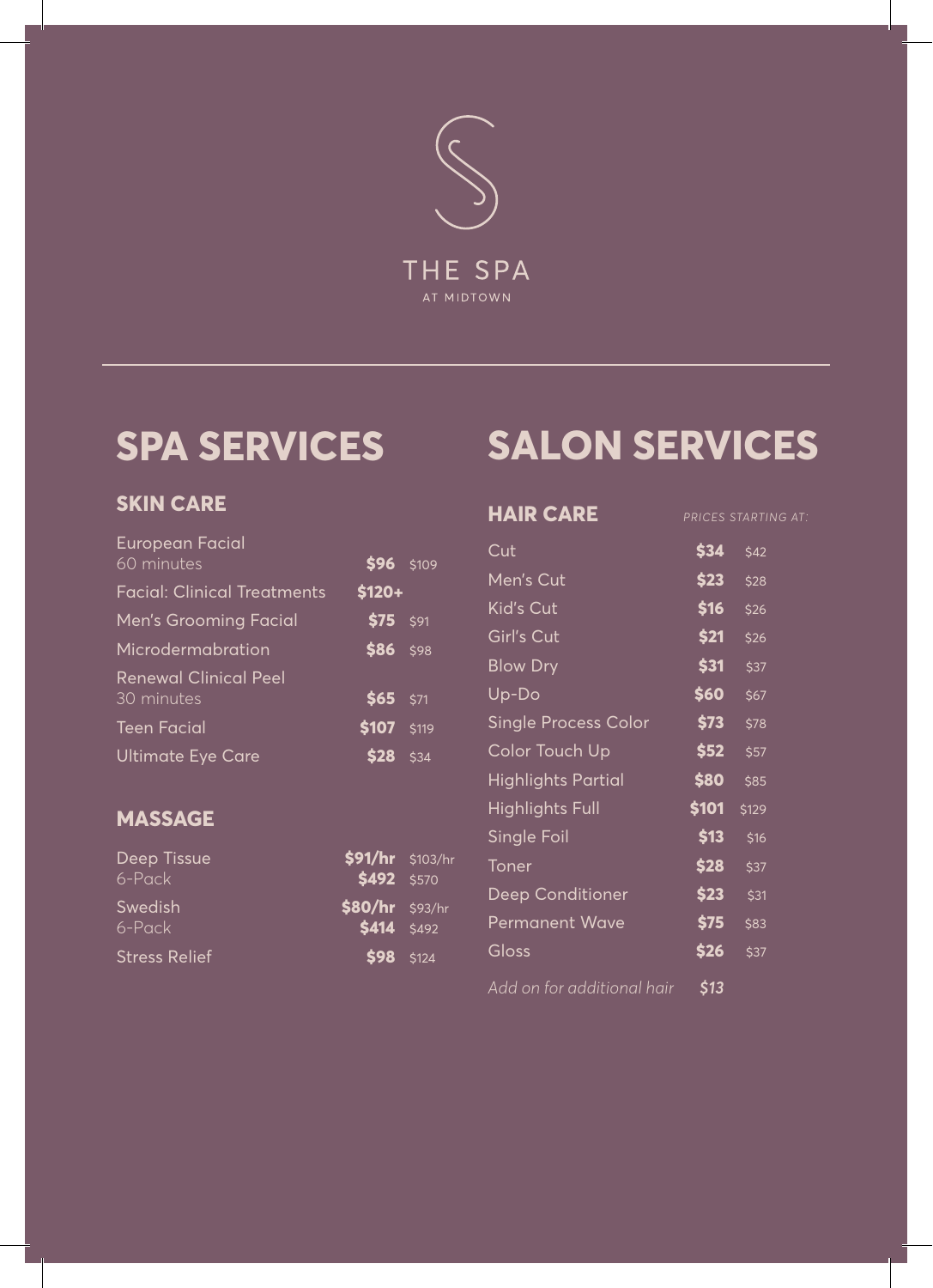# THE SPA

AT MIDTOWN

## SPA SERVICES

### SKIN CARE

| Service | | |
|---|---|---|
| European Facial<br>60 minutes | **$96** | $109 |
| Facial: Clinical Treatments | **$120+** | |
| Men's Grooming Facial | **$75** | $91 |
| Microdermabration | **$86** | $98 |
| Renewal Clinical Peel<br>30 minutes | **$65** | $71 |
| Teen Facial | **$107** | $119 |
| Ultimate Eye Care | **$28** | $34 |

### MASSAGE

| Service | | |
|---|---|---|
| Deep Tissue<br>6-Pack | **$91/hr**<br>**$492** | $103/hr<br>$570 |
| Swedish<br>6-Pack | **$80/hr**<br>**$414** | $93/hr<br>$492 |
| Stress Relief | **$98** | $124 |

## SALON SERVICES

### HAIR CARE

*PRICES STARTING AT:*

| Service | | |
|---|---|---|
| Cut | **$34** | $42 |
| Men's Cut | **$23** | $28 |
| Kid's Cut | **$16** | $26 |
| Girl's Cut | **$21** | $26 |
| Blow Dry | **$31** | $37 |
| Up-Do | **$60** | $67 |
| Single Process Color | **$73** | $78 |
| Color Touch Up | **$52** | $57 |
| Highlights Partial | **$80** | $85 |
| Highlights Full | **$101** | $129 |
| Single Foil | **$13** | $16 |
| Toner | **$28** | $37 |
| Deep Conditioner | **$23** | $31 |
| Permanent Wave | **$75** | $83 |
| Gloss | **$26** | $37 |

*Add on for additional hair* ***$13***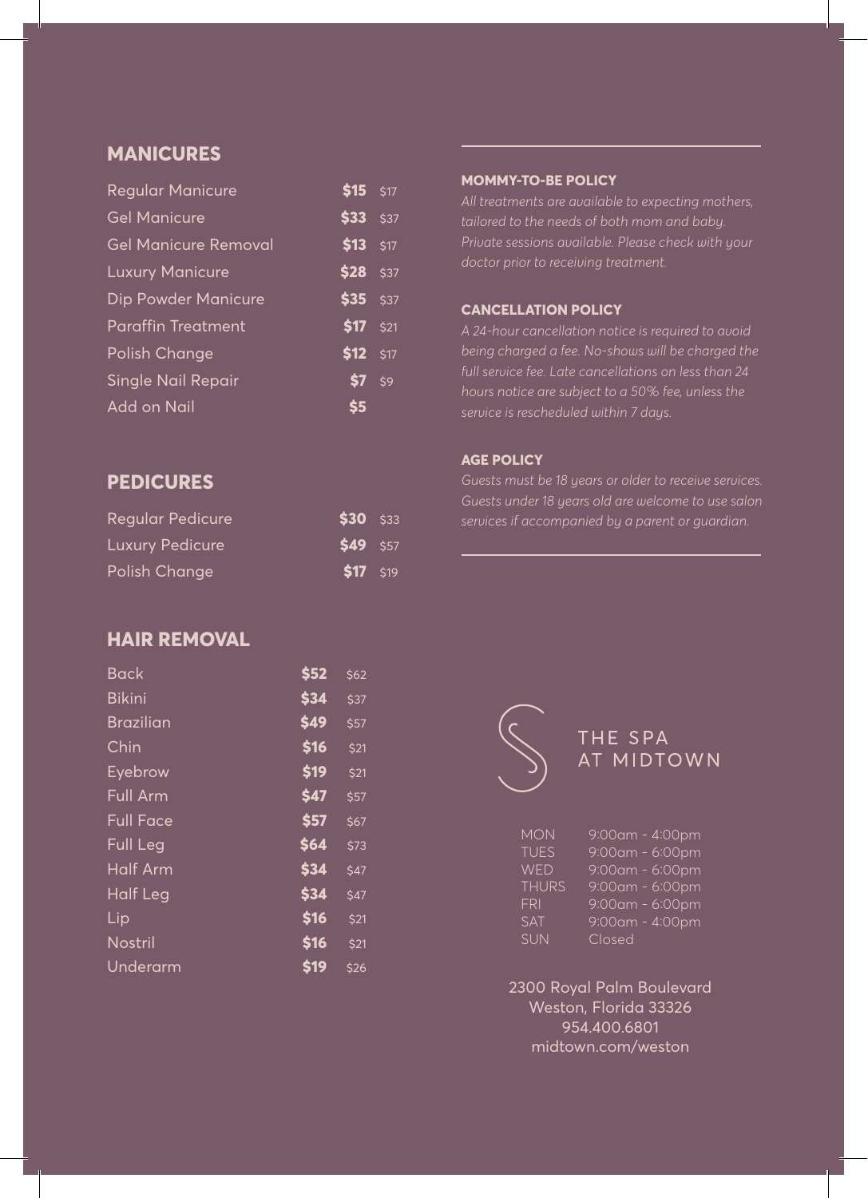## MANICURES

| | | |
|---|---|---|
| Regular Manicure | **$15** | $17 |
| Gel Manicure | **$33** | $37 |
| Gel Manicure Removal | **$13** | $17 |
| Luxury Manicure | **$28** | $37 |
| Dip Powder Manicure | **$35** | $37 |
| Paraffin Treatment | **$17** | $21 |
| Polish Change | **$12** | $17 |
| Single Nail Repair | **$7** | $9 |
| Add on Nail | **$5** | |

## PEDICURES

| | | |
|---|---|---|
| Regular Pedicure | **$30** | $33 |
| Luxury Pedicure | **$49** | $57 |
| Polish Change | **$17** | $19 |

## HAIR REMOVAL

| | | |
|---|---|---|
| Back | **$52** | $62 |
| Bikini | **$34** | $37 |
| Brazilian | **$49** | $57 |
| Chin | **$16** | $21 |
| Eyebrow | **$19** | $21 |
| Full Arm | **$47** | $57 |
| Full Face | **$57** | $67 |
| Full Leg | **$64** | $73 |
| Half Arm | **$34** | $47 |
| Half Leg | **$34** | $47 |
| Lip | **$16** | $21 |
| Nostril | **$16** | $21 |
| Underarm | **$19** | $26 |

### MOMMY-TO-BE POLICY

*All treatments are available to expecting mothers, tailored to the needs of both mom and baby. Private sessions available. Please check with your doctor prior to receiving treatment.*

### CANCELLATION POLICY

*A 24-hour cancellation notice is required to avoid being charged a fee. No-shows will be charged the full service fee. Late cancellations on less than 24 hours notice are subject to a 50% fee, unless the service is rescheduled within 7 days.*

### AGE POLICY

*Guests must be 18 years or older to receive services. Guests under 18 years old are welcome to use salon services if accompanied by a parent or guardian.*

THE SPA AT MIDTOWN

| | |
|---|---|
| MON | 9:00am - 4:00pm |
| TUES | 9:00am - 6:00pm |
| WED | 9:00am - 6:00pm |
| THURS | 9:00am - 6:00pm |
| FRI | 9:00am - 6:00pm |
| SAT | 9:00am - 4:00pm |
| SUN | Closed |

2300 Royal Palm Boulevard
Weston, Florida 33326
954.400.6801
midtown.com/weston